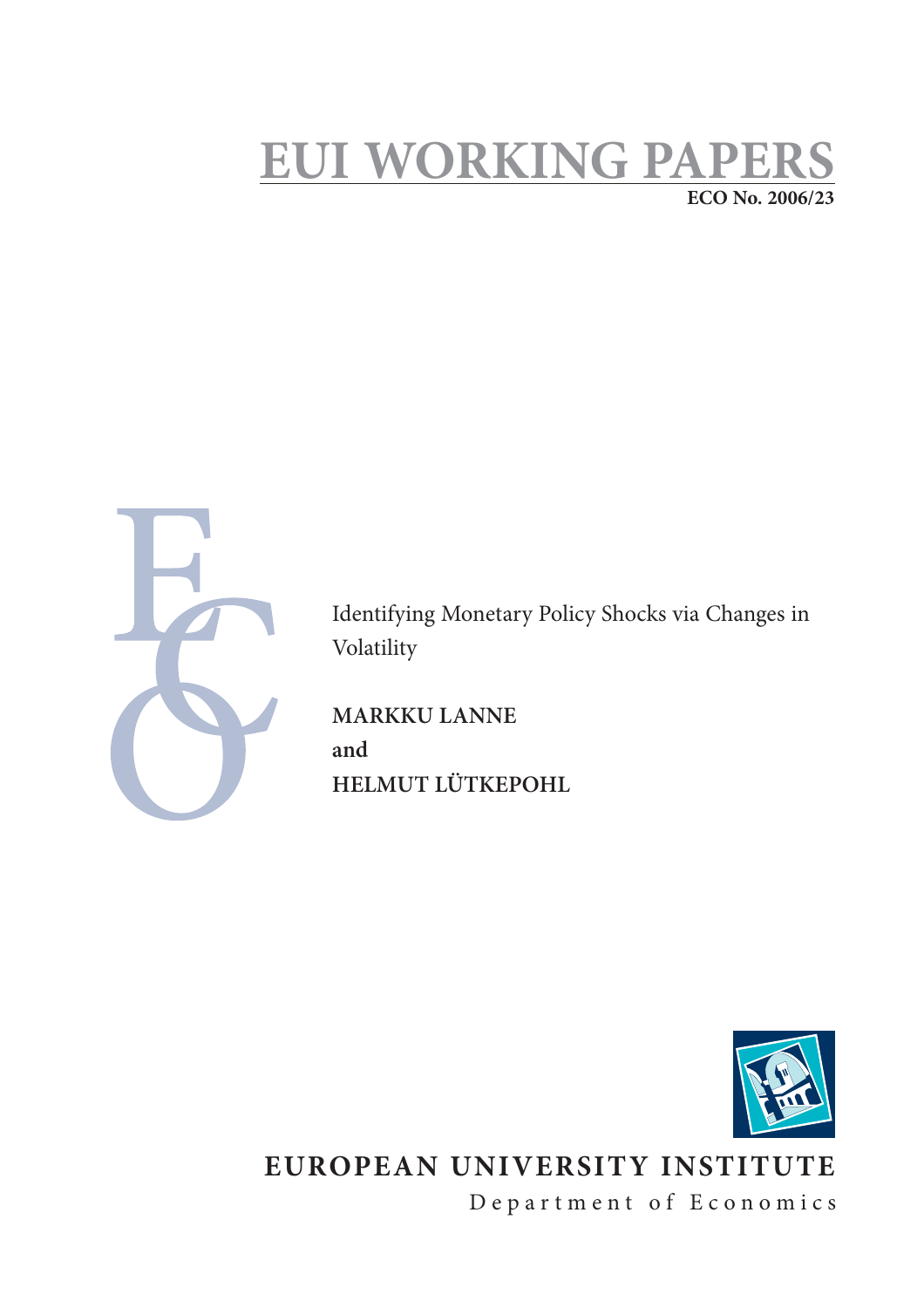# EUI WORKING PAPERS

**ECO No. 2006/23**

Identifying Monetary Policy Shocks via Changes in Volatility

**MARKKU LANNE**
**and**
**HELMUT LÜTKEPOHL**

**EUROPEAN UNIVERSITY INSTITUTE**

Department of Economics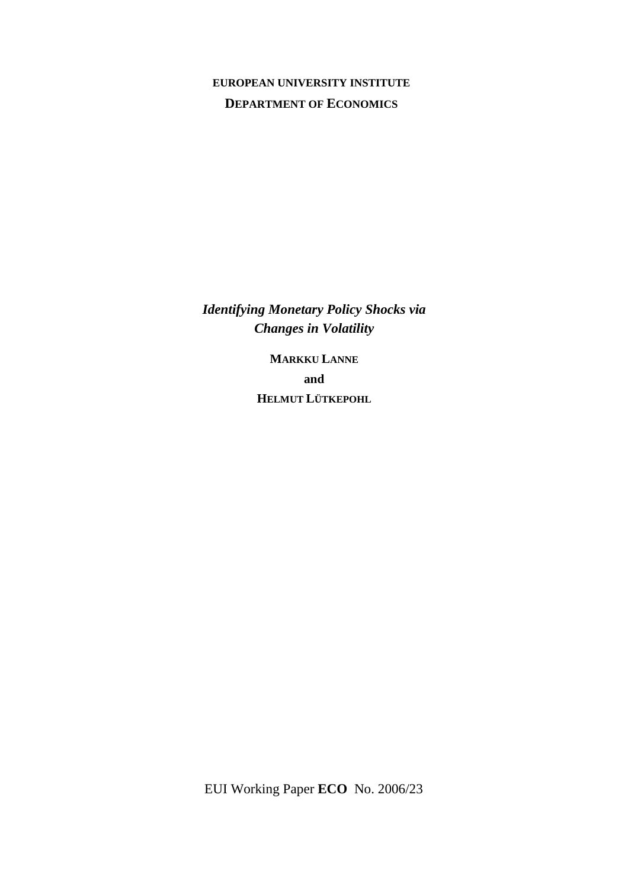**EUROPEAN UNIVERSITY INSTITUTE**

**DEPARTMENT OF ECONOMICS**

***Identifying Monetary Policy Shocks via Changes in Volatility***

**MARKKU LANNE**

**and**

**HELMUT LÜTKEPOHL**

EUI Working Paper **ECO** No. 2006/23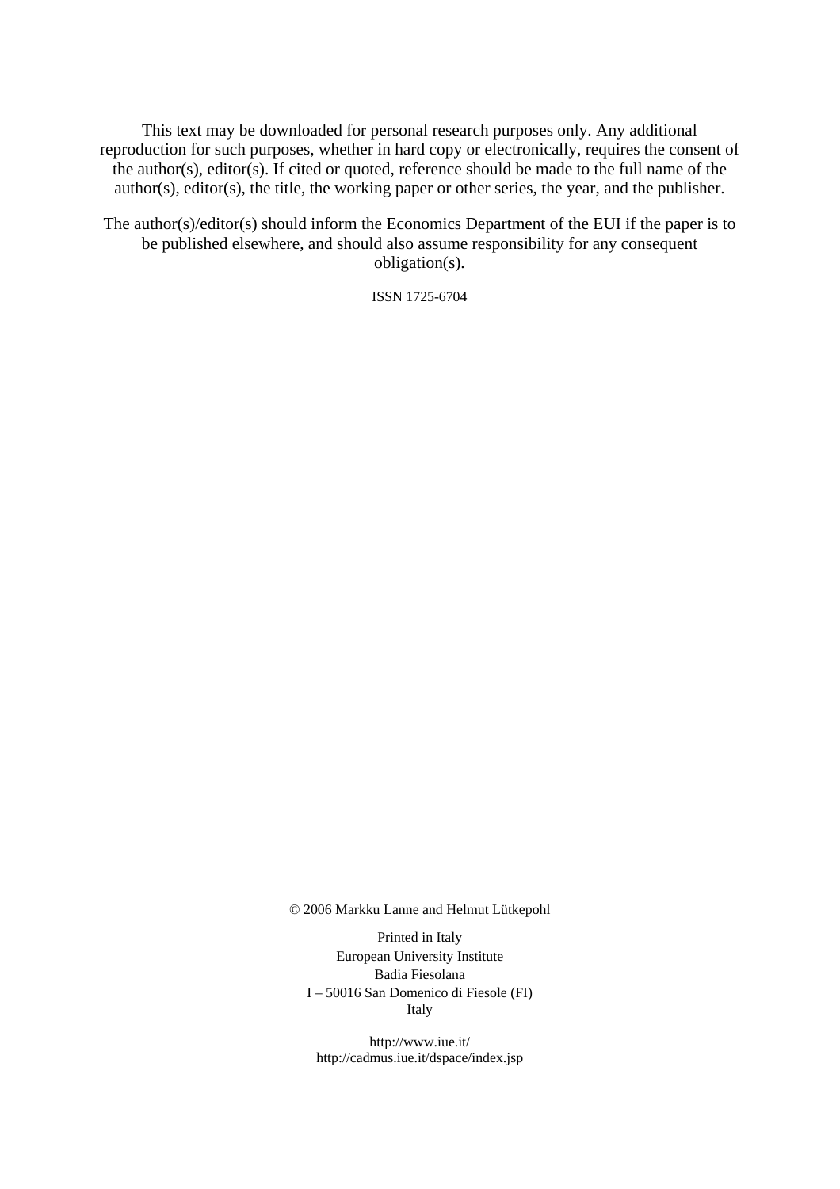This text may be downloaded for personal research purposes only. Any additional reproduction for such purposes, whether in hard copy or electronically, requires the consent of the author(s), editor(s). If cited or quoted, reference should be made to the full name of the author(s), editor(s), the title, the working paper or other series, the year, and the publisher.

The author(s)/editor(s) should inform the Economics Department of the EUI if the paper is to be published elsewhere, and should also assume responsibility for any consequent obligation(s).

ISSN 1725-6704

© 2006 Markku Lanne and Helmut Lütkepohl

Printed in Italy
European University Institute
Badia Fiesolana
I – 50016 San Domenico di Fiesole (FI)
Italy

http://www.iue.it/
http://cadmus.iue.it/dspace/index.jsp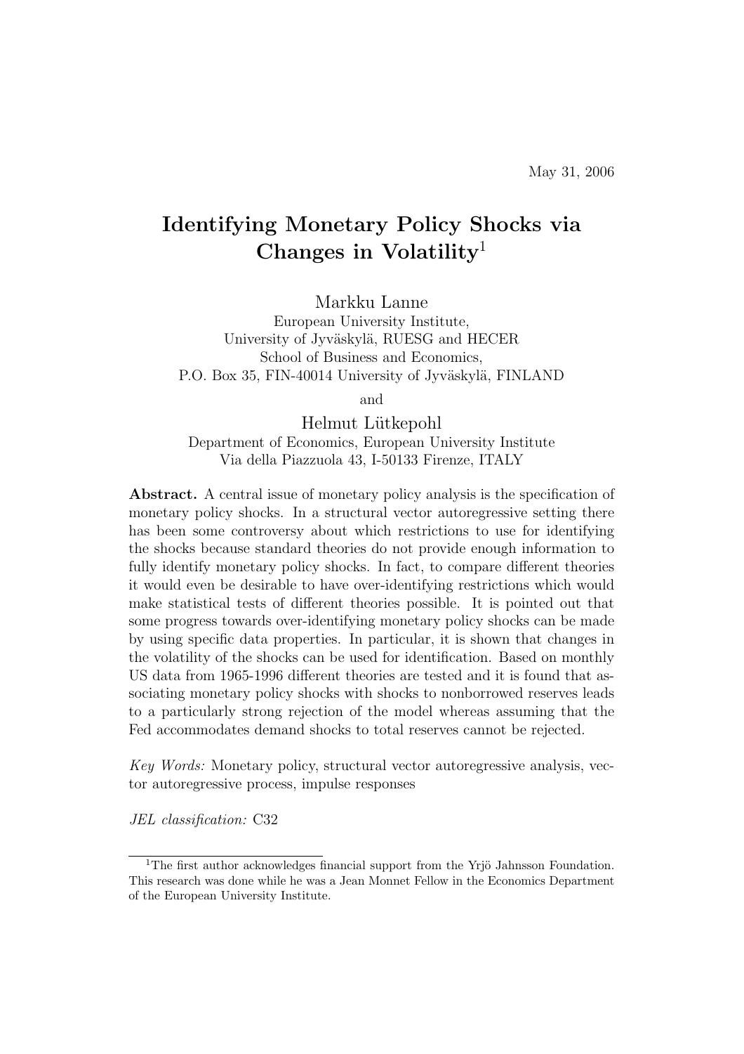May 31, 2006

# Identifying Monetary Policy Shocks via Changes in Volatility[1]

Markku Lanne
European University Institute,
University of Jyväskylä, RUESG and HECER
School of Business and Economics,
P.O. Box 35, FIN-40014 University of Jyväskylä, FINLAND

and

Helmut Lütkepohl
Department of Economics, European University Institute
Via della Piazzuola 43, I-50133 Firenze, ITALY

**Abstract.** A central issue of monetary policy analysis is the specification of monetary policy shocks. In a structural vector autoregressive setting there has been some controversy about which restrictions to use for identifying the shocks because standard theories do not provide enough information to fully identify monetary policy shocks. In fact, to compare different theories it would even be desirable to have over-identifying restrictions which would make statistical tests of different theories possible. It is pointed out that some progress towards over-identifying monetary policy shocks can be made by using specific data properties. In particular, it is shown that changes in the volatility of the shocks can be used for identification. Based on monthly US data from 1965-1996 different theories are tested and it is found that associating monetary policy shocks with shocks to nonborrowed reserves leads to a particularly strong rejection of the model whereas assuming that the Fed accommodates demand shocks to total reserves cannot be rejected.

*Key Words:* Monetary policy, structural vector autoregressive analysis, vector autoregressive process, impulse responses

*JEL classification:* C32

[1] The first author acknowledges financial support from the Yrjö Jahnsson Foundation. This research was done while he was a Jean Monnet Fellow in the Economics Department of the European University Institute.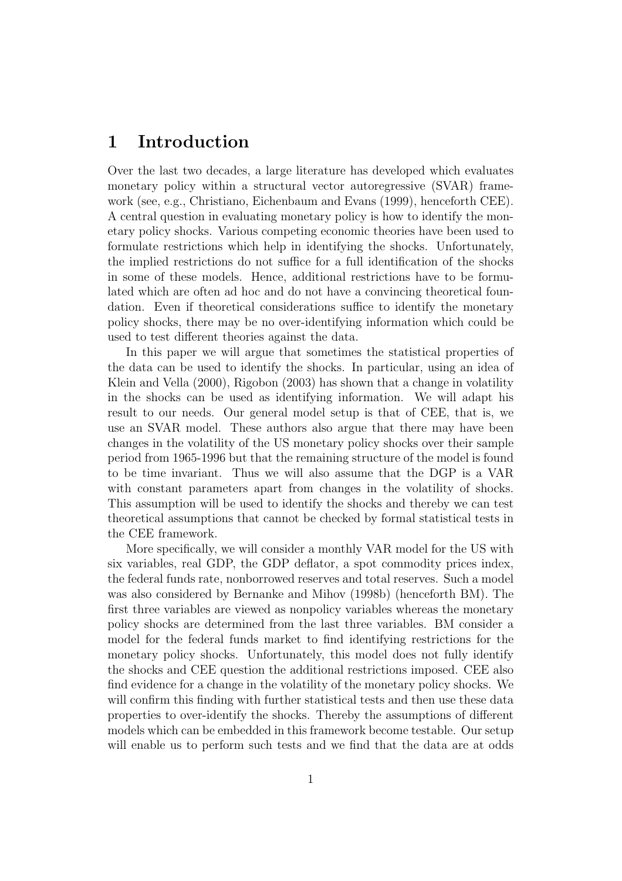# 1 Introduction

Over the last two decades, a large literature has developed which evaluates monetary policy within a structural vector autoregressive (SVAR) framework (see, e.g., Christiano, Eichenbaum and Evans (1999), henceforth CEE). A central question in evaluating monetary policy is how to identify the monetary policy shocks. Various competing economic theories have been used to formulate restrictions which help in identifying the shocks. Unfortunately, the implied restrictions do not suffice for a full identification of the shocks in some of these models. Hence, additional restrictions have to be formulated which are often ad hoc and do not have a convincing theoretical foundation. Even if theoretical considerations suffice to identify the monetary policy shocks, there may be no over-identifying information which could be used to test different theories against the data.

In this paper we will argue that sometimes the statistical properties of the data can be used to identify the shocks. In particular, using an idea of Klein and Vella (2000), Rigobon (2003) has shown that a change in volatility in the shocks can be used as identifying information. We will adapt his result to our needs. Our general model setup is that of CEE, that is, we use an SVAR model. These authors also argue that there may have been changes in the volatility of the US monetary policy shocks over their sample period from 1965-1996 but that the remaining structure of the model is found to be time invariant. Thus we will also assume that the DGP is a VAR with constant parameters apart from changes in the volatility of shocks. This assumption will be used to identify the shocks and thereby we can test theoretical assumptions that cannot be checked by formal statistical tests in the CEE framework.

More specifically, we will consider a monthly VAR model for the US with six variables, real GDP, the GDP deflator, a spot commodity prices index, the federal funds rate, nonborrowed reserves and total reserves. Such a model was also considered by Bernanke and Mihov (1998b) (henceforth BM). The first three variables are viewed as nonpolicy variables whereas the monetary policy shocks are determined from the last three variables. BM consider a model for the federal funds market to find identifying restrictions for the monetary policy shocks. Unfortunately, this model does not fully identify the shocks and CEE question the additional restrictions imposed. CEE also find evidence for a change in the volatility of the monetary policy shocks. We will confirm this finding with further statistical tests and then use these data properties to over-identify the shocks. Thereby the assumptions of different models which can be embedded in this framework become testable. Our setup will enable us to perform such tests and we find that the data are at odds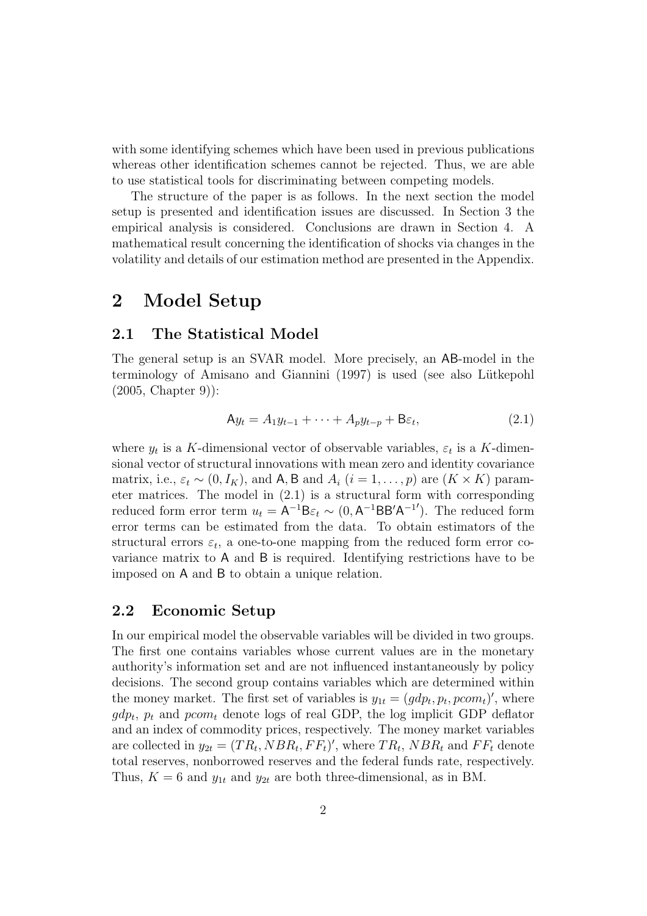with some identifying schemes which have been used in previous publications whereas other identification schemes cannot be rejected. Thus, we are able to use statistical tools for discriminating between competing models.

The structure of the paper is as follows. In the next section the model setup is presented and identification issues are discussed. In Section 3 the empirical analysis is considered. Conclusions are drawn in Section 4. A mathematical result concerning the identification of shocks via changes in the volatility and details of our estimation method are presented in the Appendix.

# 2 Model Setup

## 2.1 The Statistical Model

The general setup is an SVAR model. More precisely, an $\mathsf{AB}$-model in the terminology of Amisano and Giannini (1997) is used (see also Lütkepohl (2005, Chapter 9)):

$$\mathsf{A}y_t = A_1 y_{t-1} + \cdots + A_p y_{t-p} + \mathsf{B}\varepsilon_t, \tag{2.1}$$

where $y_t$ is a $K$-dimensional vector of observable variables, $\varepsilon_t$ is a $K$-dimensional vector of structural innovations with mean zero and identity covariance matrix, i.e., $\varepsilon_t \sim (0, I_K)$, and $\mathsf{A}, \mathsf{B}$ and $A_i$ $(i = 1, \ldots, p)$ are $(K \times K)$ parameter matrices. The model in (2.1) is a structural form with corresponding reduced form error term $u_t = \mathsf{A}^{-1}\mathsf{B}\varepsilon_t \sim (0, \mathsf{A}^{-1}\mathsf{B}\mathsf{B}'\mathsf{A}^{-1\prime})$. The reduced form error terms can be estimated from the data. To obtain estimators of the structural errors $\varepsilon_t$, a one-to-one mapping from the reduced form error covariance matrix to $\mathsf{A}$ and $\mathsf{B}$ is required. Identifying restrictions have to be imposed on $\mathsf{A}$ and $\mathsf{B}$ to obtain a unique relation.

## 2.2 Economic Setup

In our empirical model the observable variables will be divided in two groups. The first one contains variables whose current values are in the monetary authority's information set and are not influenced instantaneously by policy decisions. The second group contains variables which are determined within the money market. The first set of variables is $y_{1t} = (gdp_t, p_t, pcom_t)'$, where $gdp_t$, $p_t$ and $pcom_t$ denote logs of real GDP, the log implicit GDP deflator and an index of commodity prices, respectively. The money market variables are collected in $y_{2t} = (TR_t, NBR_t, FF_t)'$, where $TR_t$, $NBR_t$ and $FF_t$ denote total reserves, nonborrowed reserves and the federal funds rate, respectively. Thus, $K = 6$ and $y_{1t}$ and $y_{2t}$ are both three-dimensional, as in BM.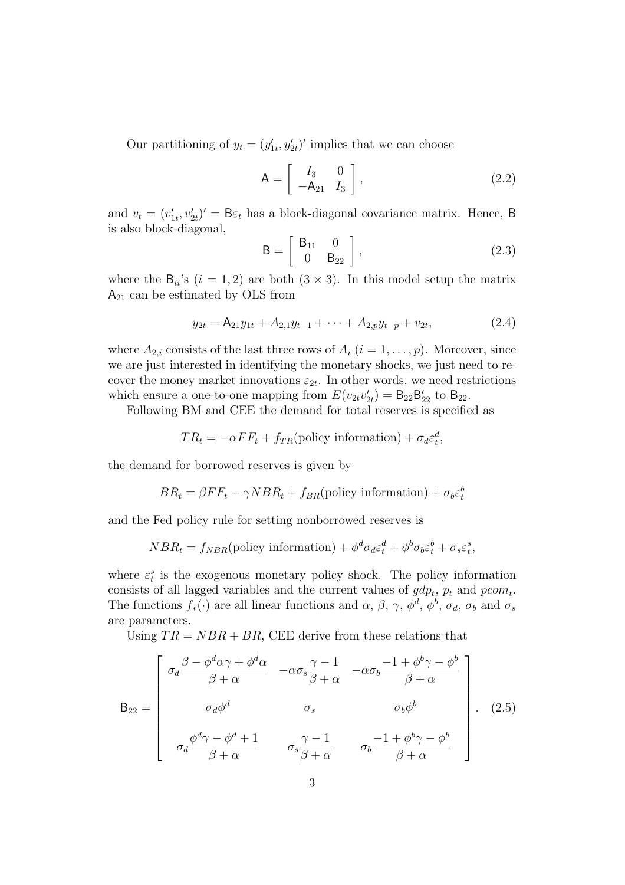Our partitioning of $y_t = (y'_{1t}, y'_{2t})'$ implies that we can choose

$$\mathsf{A} = \begin{bmatrix} I_3 & 0 \\ -\mathsf{A}_{21} & I_3 \end{bmatrix}, \tag{2.2}$$

and $v_t = (v'_{1t}, v'_{2t})' = \mathsf{B}\varepsilon_t$ has a block-diagonal covariance matrix. Hence, $\mathsf{B}$ is also block-diagonal,

$$\mathsf{B} = \begin{bmatrix} \mathsf{B}_{11} & 0 \\ 0 & \mathsf{B}_{22} \end{bmatrix}, \tag{2.3}$$

where the $\mathsf{B}_{ii}$'s $(i = 1, 2)$ are both $(3 \times 3)$. In this model setup the matrix $\mathsf{A}_{21}$ can be estimated by OLS from

$$y_{2t} = \mathsf{A}_{21} y_{1t} + A_{2,1} y_{t-1} + \cdots + A_{2,p} y_{t-p} + v_{2t}, \tag{2.4}$$

where $A_{2,i}$ consists of the last three rows of $A_i$ $(i = 1, \ldots, p)$. Moreover, since we are just interested in identifying the monetary shocks, we just need to recover the money market innovations $\varepsilon_{2t}$. In other words, we need restrictions which ensure a one-to-one mapping from $E(v_{2t}v'_{2t}) = \mathsf{B}_{22}\mathsf{B}'_{22}$ to $\mathsf{B}_{22}$.

Following BM and CEE the demand for total reserves is specified as

$$TR_t = -\alpha FF_t + f_{TR}(\text{policy information}) + \sigma_d \varepsilon_t^d,$$

the demand for borrowed reserves is given by

$$BR_t = \beta FF_t - \gamma NBR_t + f_{BR}(\text{policy information}) + \sigma_b \varepsilon_t^b$$

and the Fed policy rule for setting nonborrowed reserves is

$$NBR_t = f_{NBR}(\text{policy information}) + \phi^d \sigma_d \varepsilon_t^d + \phi^b \sigma_b \varepsilon_t^b + \sigma_s \varepsilon_t^s,$$

where $\varepsilon_t^s$ is the exogenous monetary policy shock. The policy information consists of all lagged variables and the current values of $gdp_t$, $p_t$ and $pcom_t$. The functions $f_*(\cdot)$ are all linear functions and $\alpha$, $\beta$, $\gamma$, $\phi^d$, $\phi^b$, $\sigma_d$, $\sigma_b$ and $\sigma_s$ are parameters.

Using $TR = NBR + BR$, CEE derive from these relations that

$$\mathsf{B}_{22} = \begin{bmatrix} \sigma_d \dfrac{\beta - \phi^d \alpha \gamma + \phi^d \alpha}{\beta + \alpha} & -\alpha \sigma_s \dfrac{\gamma - 1}{\beta + \alpha} & -\alpha \sigma_b \dfrac{-1 + \phi^b \gamma - \phi^b}{\beta + \alpha} \\ \sigma_d \phi^d & \sigma_s & \sigma_b \phi^b \\ \sigma_d \dfrac{\phi^d \gamma - \phi^d + 1}{\beta + \alpha} & \sigma_s \dfrac{\gamma - 1}{\beta + \alpha} & \sigma_b \dfrac{-1 + \phi^b \gamma - \phi^b}{\beta + \alpha} \end{bmatrix}. \tag{2.5}$$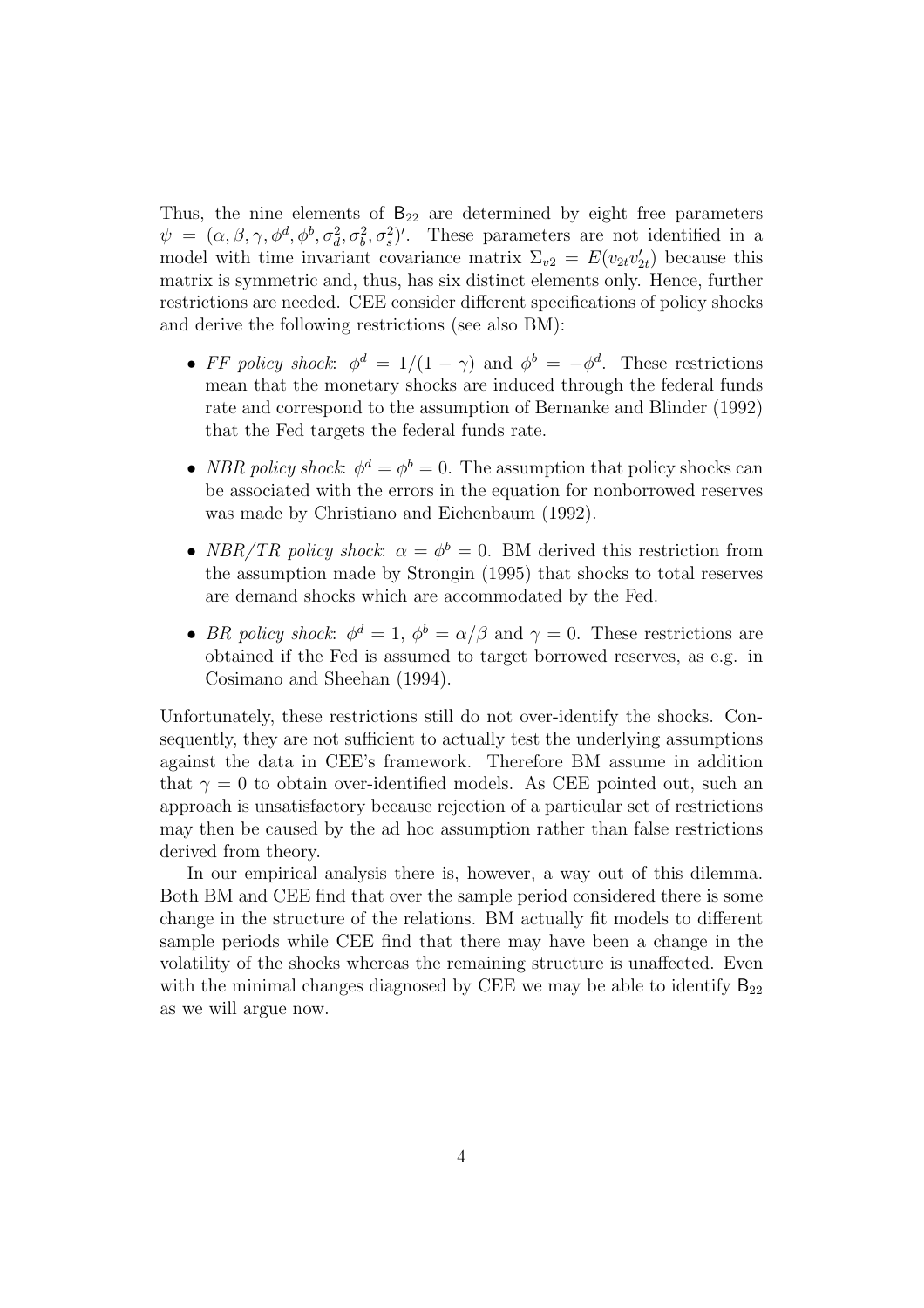Thus, the nine elements of $\mathsf{B}_{22}$ are determined by eight free parameters $\psi = (\alpha, \beta, \gamma, \phi^d, \phi^b, \sigma_d^2, \sigma_b^2, \sigma_s^2)'$. These parameters are not identified in a model with time invariant covariance matrix $\Sigma_{v2} = E(v_{2t}v_{2t}')$ because this matrix is symmetric and, thus, has six distinct elements only. Hence, further restrictions are needed. CEE consider different specifications of policy shocks and derive the following restrictions (see also BM):

- *FF policy shock*: $\phi^d = 1/(1-\gamma)$ and $\phi^b = -\phi^d$. These restrictions mean that the monetary shocks are induced through the federal funds rate and correspond to the assumption of Bernanke and Blinder (1992) that the Fed targets the federal funds rate.
- *NBR policy shock*: $\phi^d = \phi^b = 0$. The assumption that policy shocks can be associated with the errors in the equation for nonborrowed reserves was made by Christiano and Eichenbaum (1992).
- *NBR/TR policy shock*: $\alpha = \phi^b = 0$. BM derived this restriction from the assumption made by Strongin (1995) that shocks to total reserves are demand shocks which are accommodated by the Fed.
- *BR policy shock*: $\phi^d = 1$, $\phi^b = \alpha/\beta$ and $\gamma = 0$. These restrictions are obtained if the Fed is assumed to target borrowed reserves, as e.g. in Cosimano and Sheehan (1994).

Unfortunately, these restrictions still do not over-identify the shocks. Consequently, they are not sufficient to actually test the underlying assumptions against the data in CEE's framework. Therefore BM assume in addition that $\gamma = 0$ to obtain over-identified models. As CEE pointed out, such an approach is unsatisfactory because rejection of a particular set of restrictions may then be caused by the ad hoc assumption rather than false restrictions derived from theory.

In our empirical analysis there is, however, a way out of this dilemma. Both BM and CEE find that over the sample period considered there is some change in the structure of the relations. BM actually fit models to different sample periods while CEE find that there may have been a change in the volatility of the shocks whereas the remaining structure is unaffected. Even with the minimal changes diagnosed by CEE we may be able to identify $\mathsf{B}_{22}$ as we will argue now.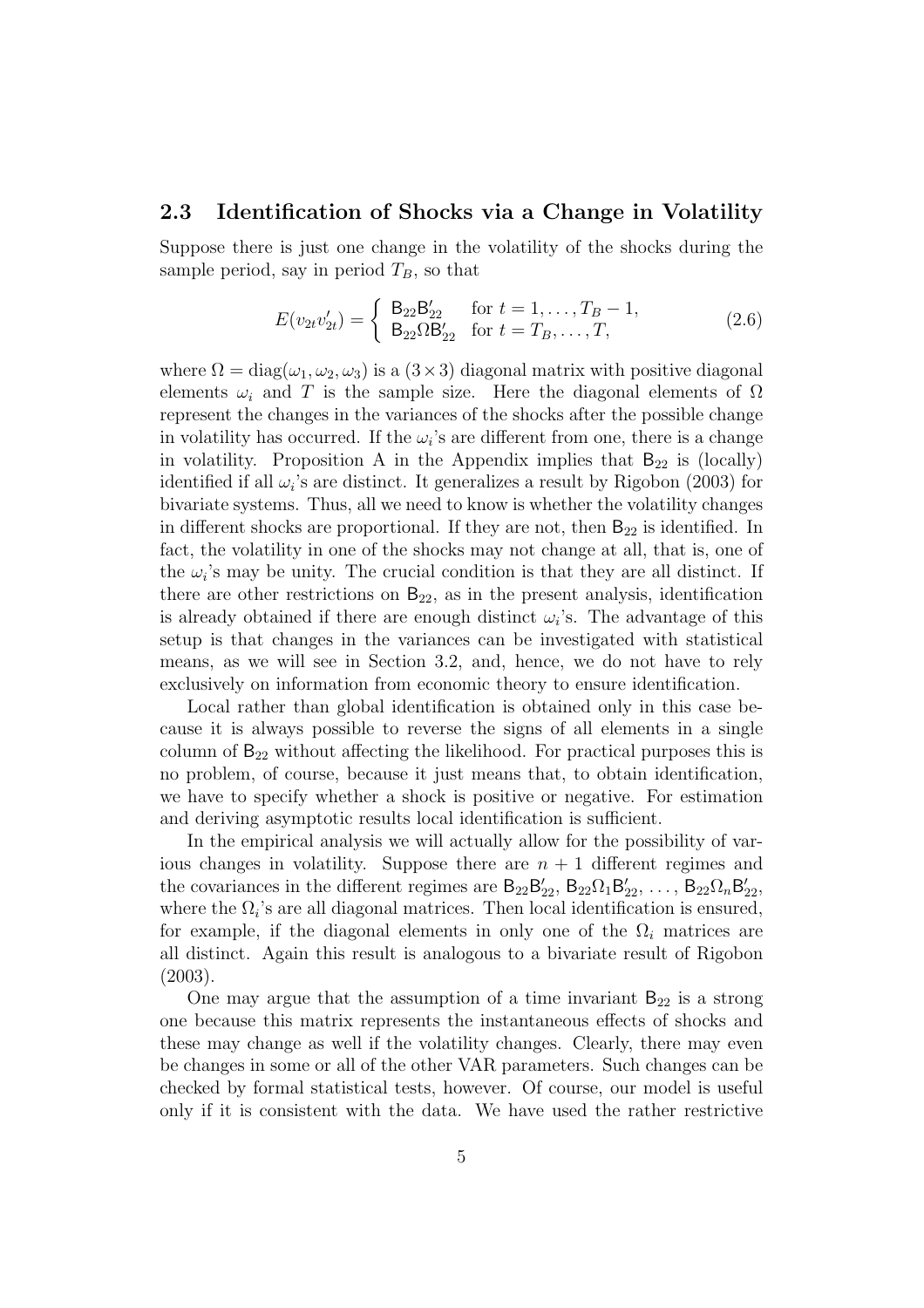## 2.3 Identification of Shocks via a Change in Volatility

Suppose there is just one change in the volatility of the shocks during the sample period, say in period $T_B$, so that

$$E(v_{2t}v_{2t}') = \begin{cases} \mathsf{B}_{22}\mathsf{B}_{22}' & \text{for } t = 1, \dots, T_B - 1, \\ \mathsf{B}_{22}\Omega\mathsf{B}_{22}' & \text{for } t = T_B, \dots, T, \end{cases} \tag{2.6}$$

where $\Omega = \text{diag}(\omega_1, \omega_2, \omega_3)$ is a $(3 \times 3)$ diagonal matrix with positive diagonal elements $\omega_i$ and $T$ is the sample size. Here the diagonal elements of $\Omega$ represent the changes in the variances of the shocks after the possible change in volatility has occurred. If the $\omega_i$'s are different from one, there is a change in volatility. Proposition A in the Appendix implies that $\mathsf{B}_{22}$ is (locally) identified if all $\omega_i$'s are distinct. It generalizes a result by Rigobon (2003) for bivariate systems. Thus, all we need to know is whether the volatility changes in different shocks are proportional. If they are not, then $\mathsf{B}_{22}$ is identified. In fact, the volatility in one of the shocks may not change at all, that is, one of the $\omega_i$'s may be unity. The crucial condition is that they are all distinct. If there are other restrictions on $\mathsf{B}_{22}$, as in the present analysis, identification is already obtained if there are enough distinct $\omega_i$'s. The advantage of this setup is that changes in the variances can be investigated with statistical means, as we will see in Section 3.2, and, hence, we do not have to rely exclusively on information from economic theory to ensure identification.

Local rather than global identification is obtained only in this case because it is always possible to reverse the signs of all elements in a single column of $\mathsf{B}_{22}$ without affecting the likelihood. For practical purposes this is no problem, of course, because it just means that, to obtain identification, we have to specify whether a shock is positive or negative. For estimation and deriving asymptotic results local identification is sufficient.

In the empirical analysis we will actually allow for the possibility of various changes in volatility. Suppose there are $n + 1$ different regimes and the covariances in the different regimes are $\mathsf{B}_{22}\mathsf{B}_{22}'$, $\mathsf{B}_{22}\Omega_1\mathsf{B}_{22}'$, ..., $\mathsf{B}_{22}\Omega_n\mathsf{B}_{22}'$, where the $\Omega_i$'s are all diagonal matrices. Then local identification is ensured, for example, if the diagonal elements in only one of the $\Omega_i$ matrices are all distinct. Again this result is analogous to a bivariate result of Rigobon (2003).

One may argue that the assumption of a time invariant $\mathsf{B}_{22}$ is a strong one because this matrix represents the instantaneous effects of shocks and these may change as well if the volatility changes. Clearly, there may even be changes in some or all of the other VAR parameters. Such changes can be checked by formal statistical tests, however. Of course, our model is useful only if it is consistent with the data. We have used the rather restrictive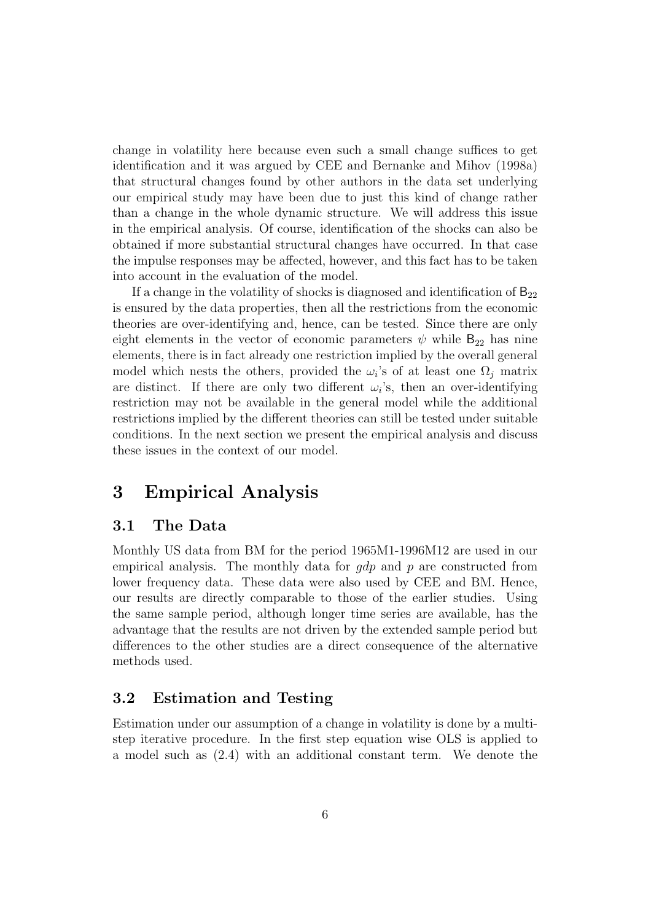change in volatility here because even such a small change suffices to get identification and it was argued by CEE and Bernanke and Mihov (1998a) that structural changes found by other authors in the data set underlying our empirical study may have been due to just this kind of change rather than a change in the whole dynamic structure. We will address this issue in the empirical analysis. Of course, identification of the shocks can also be obtained if more substantial structural changes have occurred. In that case the impulse responses may be affected, however, and this fact has to be taken into account in the evaluation of the model.

If a change in the volatility of shocks is diagnosed and identification of $\mathsf{B}_{22}$ is ensured by the data properties, then all the restrictions from the economic theories are over-identifying and, hence, can be tested. Since there are only eight elements in the vector of economic parameters $\psi$ while $\mathsf{B}_{22}$ has nine elements, there is in fact already one restriction implied by the overall general model which nests the others, provided the $\omega_i$'s of at least one $\Omega_j$ matrix are distinct. If there are only two different $\omega_i$'s, then an over-identifying restriction may not be available in the general model while the additional restrictions implied by the different theories can still be tested under suitable conditions. In the next section we present the empirical analysis and discuss these issues in the context of our model.

# 3 Empirical Analysis

## 3.1 The Data

Monthly US data from BM for the period 1965M1-1996M12 are used in our empirical analysis. The monthly data for *gdp* and *p* are constructed from lower frequency data. These data were also used by CEE and BM. Hence, our results are directly comparable to those of the earlier studies. Using the same sample period, although longer time series are available, has the advantage that the results are not driven by the extended sample period but differences to the other studies are a direct consequence of the alternative methods used.

## 3.2 Estimation and Testing

Estimation under our assumption of a change in volatility is done by a multi-step iterative procedure. In the first step equation wise OLS is applied to a model such as (2.4) with an additional constant term. We denote the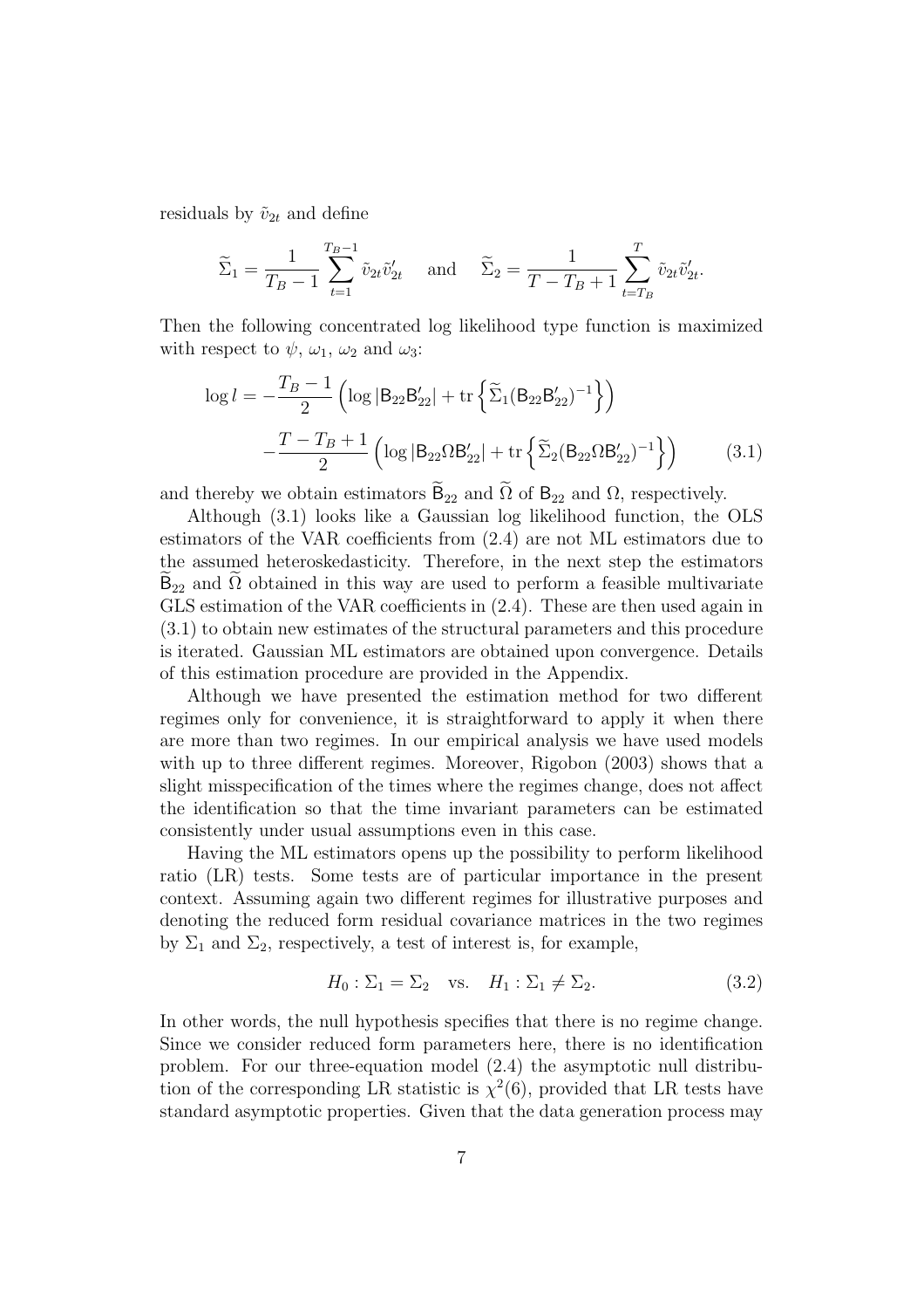residuals by $\tilde{v}_{2t}$ and define

$$\widetilde{\Sigma}_1 = \frac{1}{T_B - 1} \sum_{t=1}^{T_B - 1} \tilde{v}_{2t} \tilde{v}_{2t}' \quad \text{and} \quad \widetilde{\Sigma}_2 = \frac{1}{T - T_B + 1} \sum_{t=T_B}^{T} \tilde{v}_{2t} \tilde{v}_{2t}'.$$

Then the following concentrated log likelihood type function is maximized with respect to $\psi$, $\omega_1$, $\omega_2$ and $\omega_3$:

$$\begin{aligned} \log l = & -\frac{T_B - 1}{2} \left( \log |\mathsf{B}_{22} \mathsf{B}_{22}'| + \operatorname{tr} \left\{ \widetilde{\Sigma}_1 (\mathsf{B}_{22} \mathsf{B}_{22}')^{-1} \right\} \right) \\ & - \frac{T - T_B + 1}{2} \left( \log |\mathsf{B}_{22} \Omega \mathsf{B}_{22}'| + \operatorname{tr} \left\{ \widetilde{\Sigma}_2 (\mathsf{B}_{22} \Omega \mathsf{B}_{22}')^{-1} \right\} \right) \end{aligned} \qquad (3.1)$$

and thereby we obtain estimators $\widetilde{\mathsf{B}}_{22}$ and $\widetilde{\Omega}$ of $\mathsf{B}_{22}$ and $\Omega$, respectively.

Although (3.1) looks like a Gaussian log likelihood function, the OLS estimators of the VAR coefficients from (2.4) are not ML estimators due to the assumed heteroskedasticity. Therefore, in the next step the estimators $\widetilde{\mathsf{B}}_{22}$ and $\widetilde{\Omega}$ obtained in this way are used to perform a feasible multivariate GLS estimation of the VAR coefficients in (2.4). These are then used again in (3.1) to obtain new estimates of the structural parameters and this procedure is iterated. Gaussian ML estimators are obtained upon convergence. Details of this estimation procedure are provided in the Appendix.

Although we have presented the estimation method for two different regimes only for convenience, it is straightforward to apply it when there are more than two regimes. In our empirical analysis we have used models with up to three different regimes. Moreover, Rigobon (2003) shows that a slight misspecification of the times where the regimes change, does not affect the identification so that the time invariant parameters can be estimated consistently under usual assumptions even in this case.

Having the ML estimators opens up the possibility to perform likelihood ratio (LR) tests. Some tests are of particular importance in the present context. Assuming again two different regimes for illustrative purposes and denoting the reduced form residual covariance matrices in the two regimes by $\Sigma_1$ and $\Sigma_2$, respectively, a test of interest is, for example,

$$H_0 : \Sigma_1 = \Sigma_2 \quad \text{vs.} \quad H_1 : \Sigma_1 \neq \Sigma_2. \qquad (3.2)$$

In other words, the null hypothesis specifies that there is no regime change. Since we consider reduced form parameters here, there is no identification problem. For our three-equation model (2.4) the asymptotic null distribution of the corresponding LR statistic is $\chi^2(6)$, provided that LR tests have standard asymptotic properties. Given that the data generation process may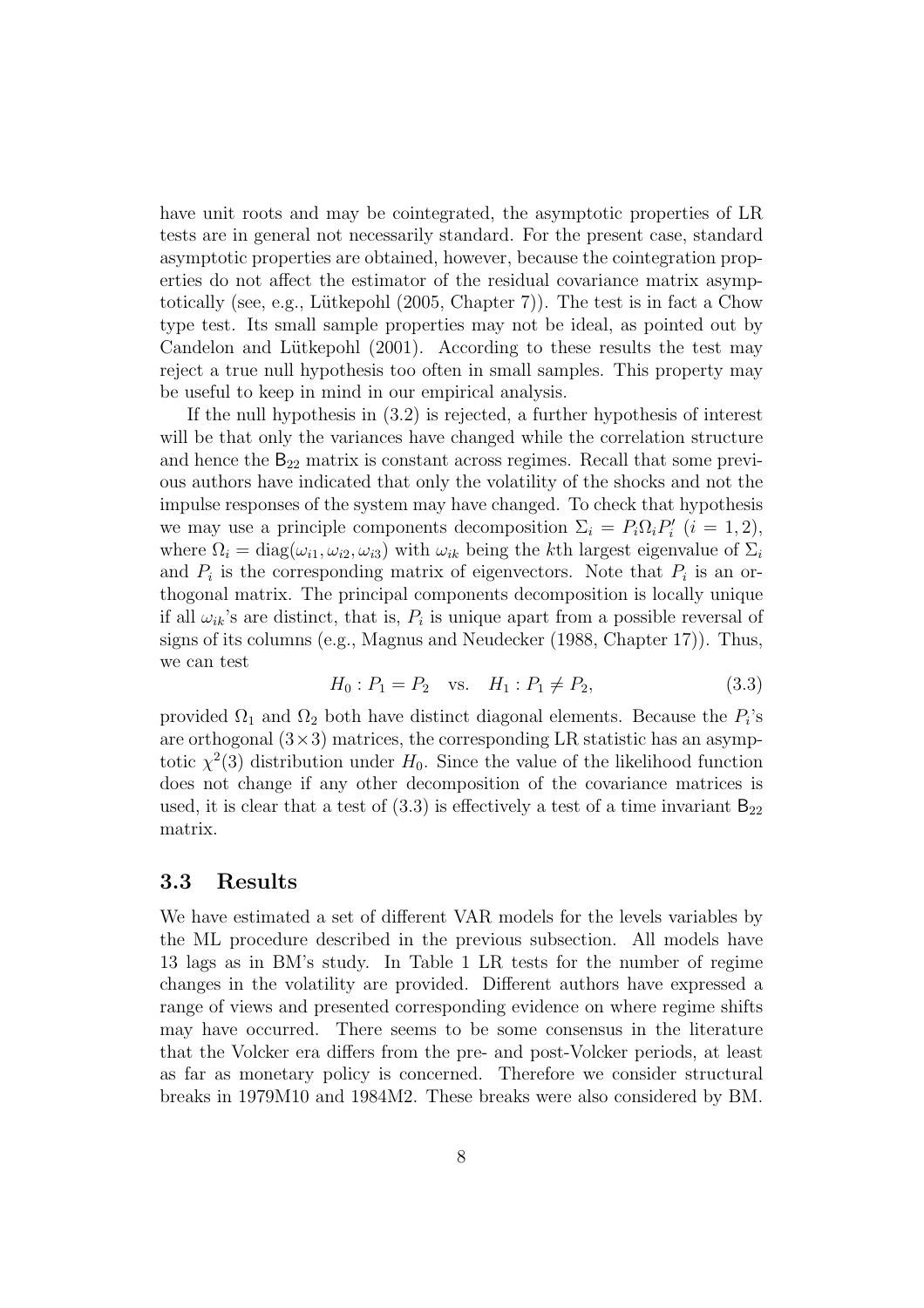have unit roots and may be cointegrated, the asymptotic properties of LR tests are in general not necessarily standard. For the present case, standard asymptotic properties are obtained, however, because the cointegration properties do not affect the estimator of the residual covariance matrix asymptotically (see, e.g., Lütkepohl (2005, Chapter 7)). The test is in fact a Chow type test. Its small sample properties may not be ideal, as pointed out by Candelon and Lütkepohl (2001). According to these results the test may reject a true null hypothesis too often in small samples. This property may be useful to keep in mind in our empirical analysis.

If the null hypothesis in (3.2) is rejected, a further hypothesis of interest will be that only the variances have changed while the correlation structure and hence the $\mathsf{B}_{22}$ matrix is constant across regimes. Recall that some previous authors have indicated that only the volatility of the shocks and not the impulse responses of the system may have changed. To check that hypothesis we may use a principle components decomposition $\Sigma_i = P_i \Omega_i P_i'$ $(i = 1, 2)$, where $\Omega_i = \text{diag}(\omega_{i1}, \omega_{i2}, \omega_{i3})$ with $\omega_{ik}$ being the $k$th largest eigenvalue of $\Sigma_i$ and $P_i$ is the corresponding matrix of eigenvectors. Note that $P_i$ is an orthogonal matrix. The principal components decomposition is locally unique if all $\omega_{ik}$'s are distinct, that is, $P_i$ is unique apart from a possible reversal of signs of its columns (e.g., Magnus and Neudecker (1988, Chapter 17)). Thus, we can test

$$H_0 : P_1 = P_2 \quad \text{vs.} \quad H_1 : P_1 \neq P_2, \tag{3.3}$$

provided $\Omega_1$ and $\Omega_2$ both have distinct diagonal elements. Because the $P_i$'s are orthogonal $(3 \times 3)$ matrices, the corresponding LR statistic has an asymptotic $\chi^2(3)$ distribution under $H_0$. Since the value of the likelihood function does not change if any other decomposition of the covariance matrices is used, it is clear that a test of (3.3) is effectively a test of a time invariant $\mathsf{B}_{22}$ matrix.

### 3.3 Results

We have estimated a set of different VAR models for the levels variables by the ML procedure described in the previous subsection. All models have 13 lags as in BM's study. In Table 1 LR tests for the number of regime changes in the volatility are provided. Different authors have expressed a range of views and presented corresponding evidence on where regime shifts may have occurred. There seems to be some consensus in the literature that the Volcker era differs from the pre- and post-Volcker periods, at least as far as monetary policy is concerned. Therefore we consider structural breaks in 1979M10 and 1984M2. These breaks were also considered by BM.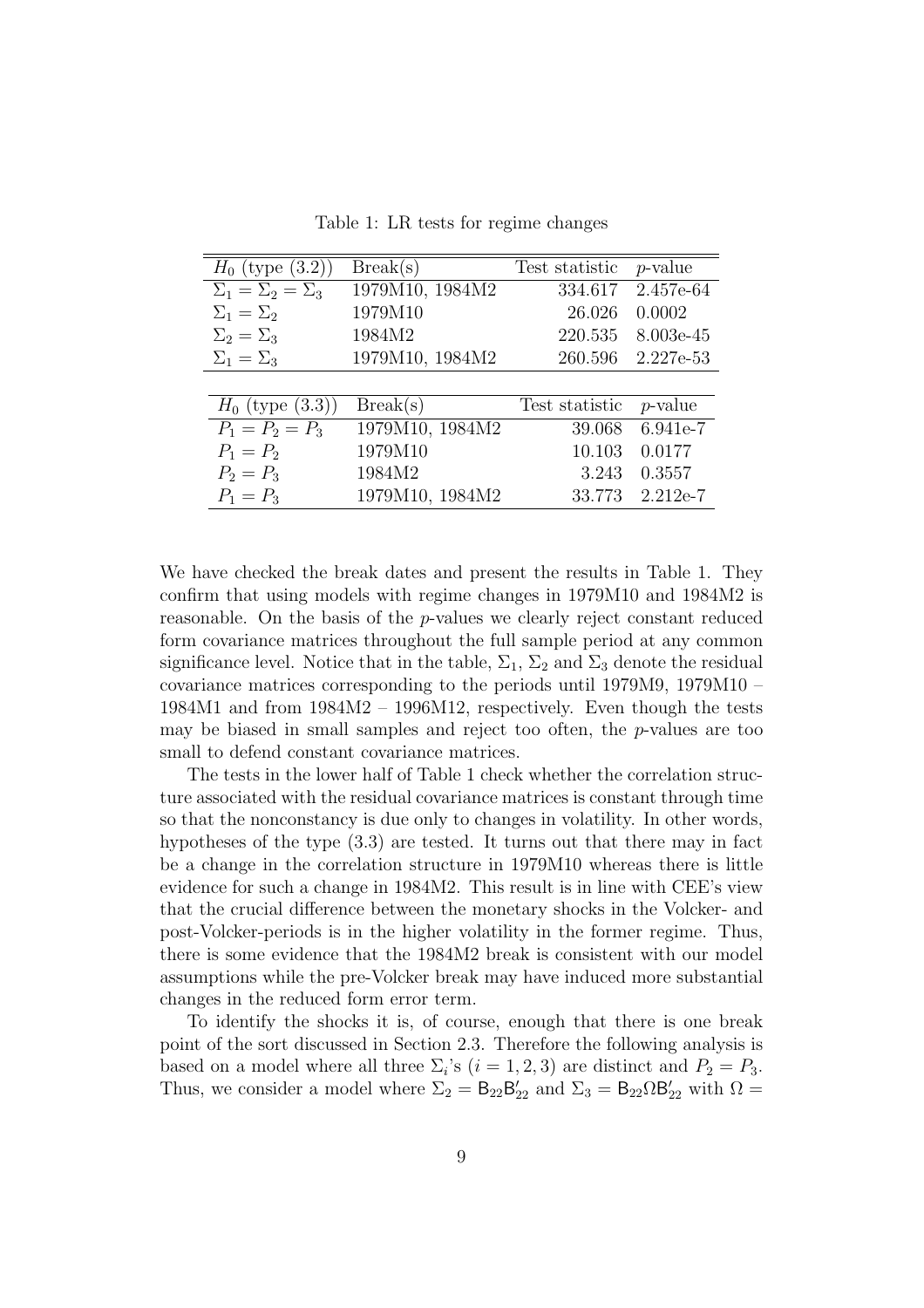Table 1: LR tests for regime changes

| $H_0$ (type (3.2)) | Break(s) | Test statistic | $p$-value |
|---|---|---|---|
| $\Sigma_1 = \Sigma_2 = \Sigma_3$ | 1979M10, 1984M2 | 334.617 | 2.457e-64 |
| $\Sigma_1 = \Sigma_2$ | 1979M10 | 26.026 | 0.0002 |
| $\Sigma_2 = \Sigma_3$ | 1984M2 | 220.535 | 8.003e-45 |
| $\Sigma_1 = \Sigma_3$ | 1979M10, 1984M2 | 260.596 | 2.227e-53 |

| $H_0$ (type (3.3)) | Break(s) | Test statistic | $p$-value |
|---|---|---|---|
| $P_1 = P_2 = P_3$ | 1979M10, 1984M2 | 39.068 | 6.941e-7 |
| $P_1 = P_2$ | 1979M10 | 10.103 | 0.0177 |
| $P_2 = P_3$ | 1984M2 | 3.243 | 0.3557 |
| $P_1 = P_3$ | 1979M10, 1984M2 | 33.773 | 2.212e-7 |

We have checked the break dates and present the results in Table 1. They confirm that using models with regime changes in 1979M10 and 1984M2 is reasonable. On the basis of the $p$-values we clearly reject constant reduced form covariance matrices throughout the full sample period at any common significance level. Notice that in the table, $\Sigma_1$, $\Sigma_2$ and $\Sigma_3$ denote the residual covariance matrices corresponding to the periods until 1979M9, 1979M10 – 1984M1 and from 1984M2 – 1996M12, respectively. Even though the tests may be biased in small samples and reject too often, the $p$-values are too small to defend constant covariance matrices.

The tests in the lower half of Table 1 check whether the correlation structure associated with the residual covariance matrices is constant through time so that the nonconstancy is due only to changes in volatility. In other words, hypotheses of the type (3.3) are tested. It turns out that there may in fact be a change in the correlation structure in 1979M10 whereas there is little evidence for such a change in 1984M2. This result is in line with CEE's view that the crucial difference between the monetary shocks in the Volcker- and post-Volcker-periods is in the higher volatility in the former regime. Thus, there is some evidence that the 1984M2 break is consistent with our model assumptions while the pre-Volcker break may have induced more substantial changes in the reduced form error term.

To identify the shocks it is, of course, enough that there is one break point of the sort discussed in Section 2.3. Therefore the following analysis is based on a model where all three $\Sigma_i$'s ($i = 1, 2, 3$) are distinct and $P_2 = P_3$. Thus, we consider a model where $\Sigma_2 = \mathsf{B}_{22}\mathsf{B}_{22}'$ and $\Sigma_3 = \mathsf{B}_{22}\Omega\mathsf{B}_{22}'$ with $\Omega =$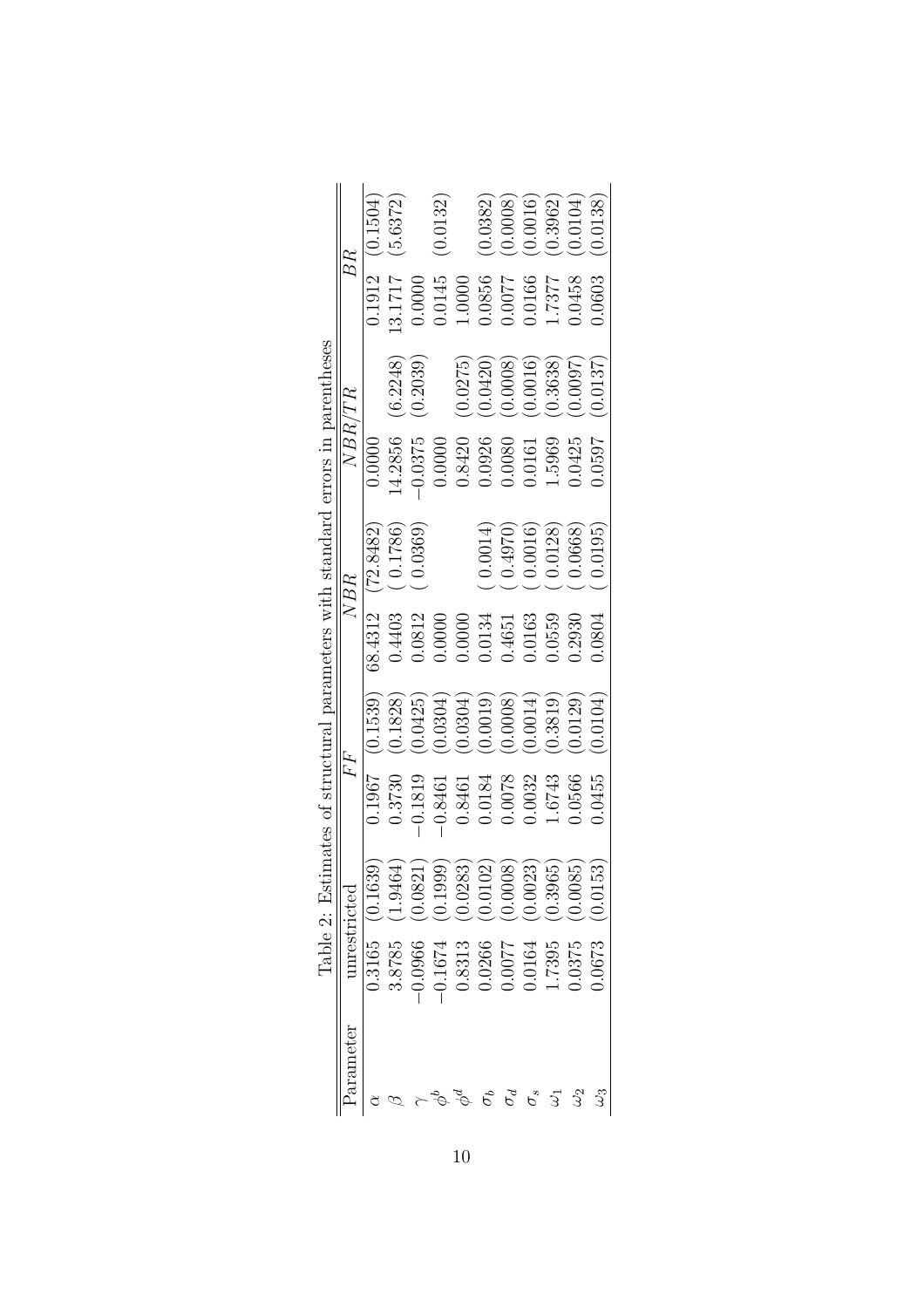Table 2: Estimates of structural parameters with standard errors in parentheses

| Parameter | unrestricted | | $FF$ | | $NBR$ | | $NBR/TR$ | | $BR$ | |
|---|---|---|---|---|---|---|---|---|---|---|
| $\alpha$ | 0.3165 | (0.1639) | 0.1967 | (0.1539) | 68.4312 | (72.8482) | 0.0000 | | 0.1912 | (0.1504) |
| $\beta$ | 3.8785 | (1.9464) | 0.3730 | (0.1828) | 0.4403 | ( 0.1786) | 14.2856 | (6.2248) | 13.1717 | (5.6372) |
| $\gamma$ | −0.0966 | (0.0821) | −0.1819 | (0.0425) | 0.0812 | ( 0.0369) | −0.0375 | (0.2039) | 0.0000 | |
| $\phi^b$ | −0.1674 | (0.1999) | −0.8461 | (0.0304) | 0.0000 | | 0.0000 | | 0.0145 | (0.0132) |
| $\phi^d$ | 0.8313 | (0.0283) | 0.8461 | (0.0304) | 0.0000 | | 0.8420 | (0.0275) | 1.0000 | |
| $\sigma_b$ | 0.0266 | (0.0102) | 0.0184 | (0.0019) | 0.0134 | ( 0.0014) | 0.0926 | (0.0420) | 0.0856 | (0.0382) |
| $\sigma_d$ | 0.0077 | (0.0008) | 0.0078 | (0.0008) | 0.4651 | ( 0.4970) | 0.0080 | (0.0008) | 0.0077 | (0.0008) |
| $\sigma_s$ | 0.0164 | (0.0023) | 0.0032 | (0.0014) | 0.0163 | ( 0.0016) | 0.0161 | (0.0016) | 0.0166 | (0.0016) |
| $\omega_1$ | 1.7395 | (0.3965) | 1.6743 | (0.3819) | 0.0559 | ( 0.0128) | 1.5969 | (0.3638) | 1.7377 | (0.3962) |
| $\omega_2$ | 0.0375 | (0.0085) | 0.0566 | (0.0129) | 0.2930 | ( 0.0668) | 0.0425 | (0.0097) | 0.0458 | (0.0104) |
| $\omega_3$ | 0.0673 | (0.0153) | 0.0455 | (0.0104) | 0.0804 | ( 0.0195) | 0.0597 | (0.0137) | 0.0603 | (0.0138) |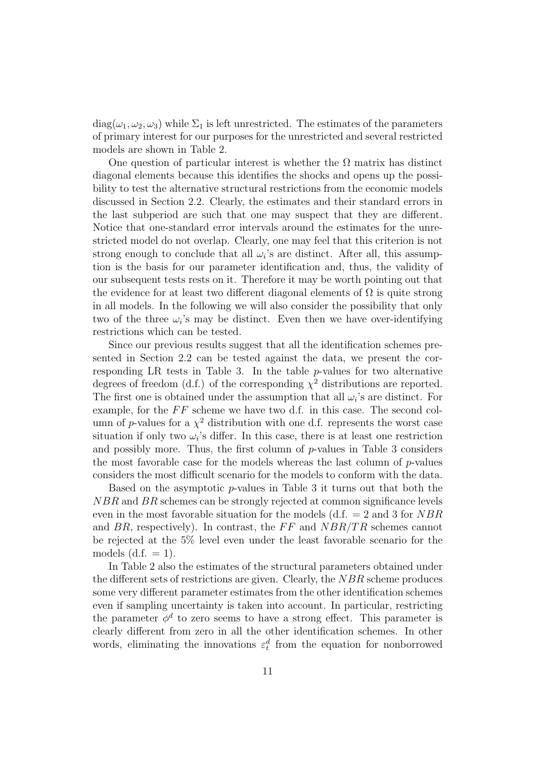$\text{diag}(\omega_1, \omega_2, \omega_3)$ while $\Sigma_1$ is left unrestricted. The estimates of the parameters of primary interest for our purposes for the unrestricted and several restricted models are shown in Table 2.

One question of particular interest is whether the $\Omega$ matrix has distinct diagonal elements because this identifies the shocks and opens up the possibility to test the alternative structural restrictions from the economic models discussed in Section 2.2. Clearly, the estimates and their standard errors in the last subperiod are such that one may suspect that they are different. Notice that one-standard error intervals around the estimates for the unrestricted model do not overlap. Clearly, one may feel that this criterion is not strong enough to conclude that all $\omega_i$'s are distinct. After all, this assumption is the basis for our parameter identification and, thus, the validity of our subsequent tests rests on it. Therefore it may be worth pointing out that the evidence for at least two different diagonal elements of $\Omega$ is quite strong in all models. In the following we will also consider the possibility that only two of the three $\omega_i$'s may be distinct. Even then we have over-identifying restrictions which can be tested.

Since our previous results suggest that all the identification schemes presented in Section 2.2 can be tested against the data, we present the corresponding LR tests in Table 3. In the table $p$-values for two alternative degrees of freedom (d.f.) of the corresponding $\chi^2$ distributions are reported. The first one is obtained under the assumption that all $\omega_i$'s are distinct. For example, for the $FF$ scheme we have two d.f. in this case. The second column of $p$-values for a $\chi^2$ distribution with one d.f. represents the worst case situation if only two $\omega_i$'s differ. In this case, there is at least one restriction and possibly more. Thus, the first column of $p$-values in Table 3 considers the most favorable case for the models whereas the last column of $p$-values considers the most difficult scenario for the models to conform with the data.

Based on the asymptotic $p$-values in Table 3 it turns out that both the $NBR$ and $BR$ schemes can be strongly rejected at common significance levels even in the most favorable situation for the models (d.f. = 2 and 3 for $NBR$ and $BR$, respectively). In contrast, the $FF$ and $NBR/TR$ schemes cannot be rejected at the 5% level even under the least favorable scenario for the models (d.f. = 1).

In Table 2 also the estimates of the structural parameters obtained under the different sets of restrictions are given. Clearly, the $NBR$ scheme produces some very different parameter estimates from the other identification schemes even if sampling uncertainty is taken into account. In particular, restricting the parameter $\phi^d$ to zero seems to have a strong effect. This parameter is clearly different from zero in all the other identification schemes. In other words, eliminating the innovations $\varepsilon_t^d$ from the equation for nonborrowed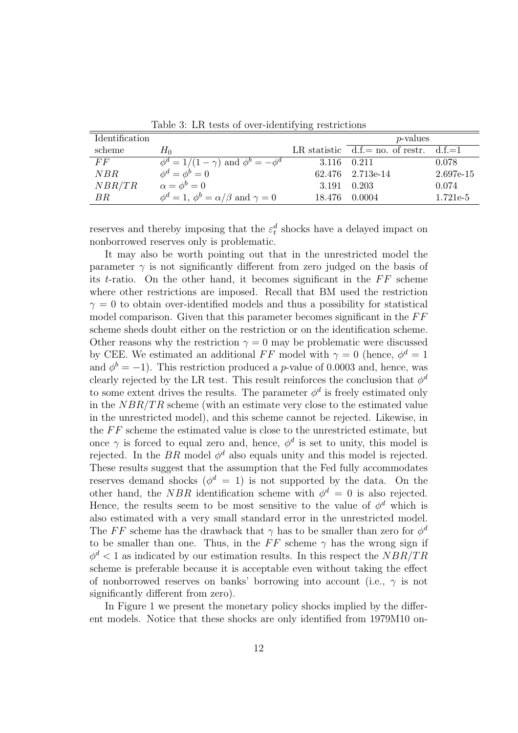Table 3: LR tests of over-identifying restrictions

| Identification scheme | $H_0$ | LR statistic | $p$-values d.f.= no. of restr. | d.f.=1 |
|---|---|---|---|---|
| $FF$ | $\phi^d = 1/(1-\gamma)$ and $\phi^b = -\phi^d$ | 3.116 | 0.211 | 0.078 |
| $NBR$ | $\phi^d = \phi^b = 0$ | 62.476 | 2.713e-14 | 2.697e-15 |
| $NBR/TR$ | $\alpha = \phi^b = 0$ | 3.191 | 0.203 | 0.074 |
| $BR$ | $\phi^d = 1$, $\phi^b = \alpha/\beta$ and $\gamma = 0$ | 18.476 | 0.0004 | 1.721e-5 |

reserves and thereby imposing that the $\varepsilon_t^d$ shocks have a delayed impact on nonborrowed reserves only is problematic.

It may also be worth pointing out that in the unrestricted model the parameter $\gamma$ is not significantly different from zero judged on the basis of its $t$-ratio. On the other hand, it becomes significant in the $FF$ scheme where other restrictions are imposed. Recall that BM used the restriction $\gamma = 0$ to obtain over-identified models and thus a possibility for statistical model comparison. Given that this parameter becomes significant in the $FF$ scheme sheds doubt either on the restriction or on the identification scheme. Other reasons why the restriction $\gamma = 0$ may be problematic were discussed by CEE. We estimated an additional $FF$ model with $\gamma = 0$ (hence, $\phi^d = 1$ and $\phi^b = -1$). This restriction produced a $p$-value of 0.0003 and, hence, was clearly rejected by the LR test. This result reinforces the conclusion that $\phi^d$ to some extent drives the results. The parameter $\phi^d$ is freely estimated only in the $NBR/TR$ scheme (with an estimate very close to the estimated value in the unrestricted model), and this scheme cannot be rejected. Likewise, in the $FF$ scheme the estimated value is close to the unrestricted estimate, but once $\gamma$ is forced to equal zero and, hence, $\phi^d$ is set to unity, this model is rejected. In the $BR$ model $\phi^d$ also equals unity and this model is rejected. These results suggest that the assumption that the Fed fully accommodates reserves demand shocks ($\phi^d = 1$) is not supported by the data. On the other hand, the $NBR$ identification scheme with $\phi^d = 0$ is also rejected. Hence, the results seem to be most sensitive to the value of $\phi^d$ which is also estimated with a very small standard error in the unrestricted model. The $FF$ scheme has the drawback that $\gamma$ has to be smaller than zero for $\phi^d$ to be smaller than one. Thus, in the $FF$ scheme $\gamma$ has the wrong sign if $\phi^d < 1$ as indicated by our estimation results. In this respect the $NBR/TR$ scheme is preferable because it is acceptable even without taking the effect of nonborrowed reserves on banks' borrowing into account (i.e., $\gamma$ is not significantly different from zero).

In Figure 1 we present the monetary policy shocks implied by the different models. Notice that these shocks are only identified from 1979M10 on-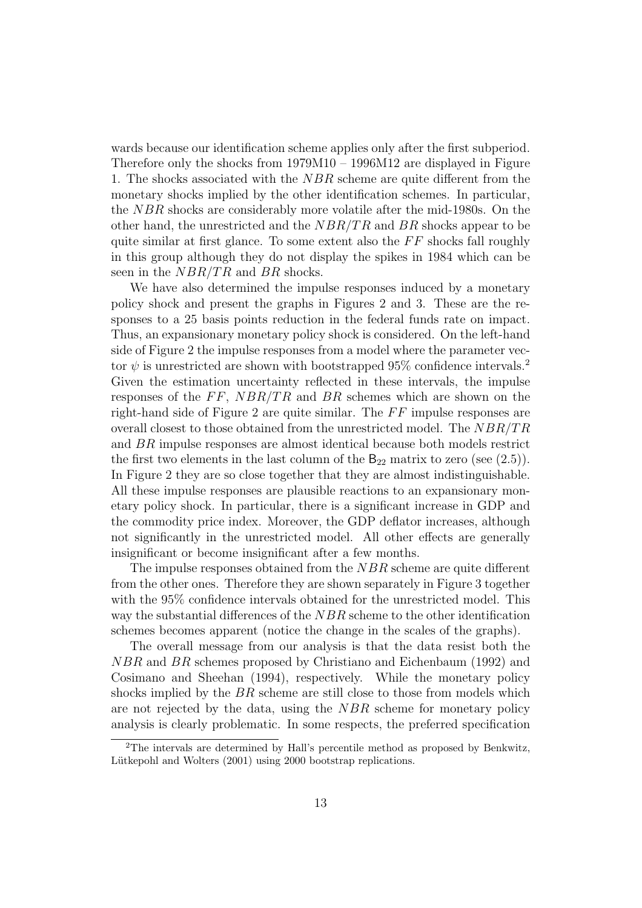wards because our identification scheme applies only after the first subperiod. Therefore only the shocks from 1979M10 – 1996M12 are displayed in Figure 1. The shocks associated with the $NBR$ scheme are quite different from the monetary shocks implied by the other identification schemes. In particular, the $NBR$ shocks are considerably more volatile after the mid-1980s. On the other hand, the unrestricted and the $NBR/TR$ and $BR$ shocks appear to be quite similar at first glance. To some extent also the $FF$ shocks fall roughly in this group although they do not display the spikes in 1984 which can be seen in the $NBR/TR$ and $BR$ shocks.

We have also determined the impulse responses induced by a monetary policy shock and present the graphs in Figures 2 and 3. These are the responses to a 25 basis points reduction in the federal funds rate on impact. Thus, an expansionary monetary policy shock is considered. On the left-hand side of Figure 2 the impulse responses from a model where the parameter vector $\psi$ is unrestricted are shown with bootstrapped 95% confidence intervals.[2] Given the estimation uncertainty reflected in these intervals, the impulse responses of the $FF$, $NBR/TR$ and $BR$ schemes which are shown on the right-hand side of Figure 2 are quite similar. The $FF$ impulse responses are overall closest to those obtained from the unrestricted model. The $NBR/TR$ and $BR$ impulse responses are almost identical because both models restrict the first two elements in the last column of the $\mathsf{B}_{22}$ matrix to zero (see (2.5)). In Figure 2 they are so close together that they are almost indistinguishable. All these impulse responses are plausible reactions to an expansionary monetary policy shock. In particular, there is a significant increase in GDP and the commodity price index. Moreover, the GDP deflator increases, although not significantly in the unrestricted model. All other effects are generally insignificant or become insignificant after a few months.

The impulse responses obtained from the $NBR$ scheme are quite different from the other ones. Therefore they are shown separately in Figure 3 together with the 95% confidence intervals obtained for the unrestricted model. This way the substantial differences of the $NBR$ scheme to the other identification schemes becomes apparent (notice the change in the scales of the graphs).

The overall message from our analysis is that the data resist both the $NBR$ and $BR$ schemes proposed by Christiano and Eichenbaum (1992) and Cosimano and Sheehan (1994), respectively. While the monetary policy shocks implied by the $BR$ scheme are still close to those from models which are not rejected by the data, using the $NBR$ scheme for monetary policy analysis is clearly problematic. In some respects, the preferred specification

[2]The intervals are determined by Hall's percentile method as proposed by Benkwitz, Lütkepohl and Wolters (2001) using 2000 bootstrap replications.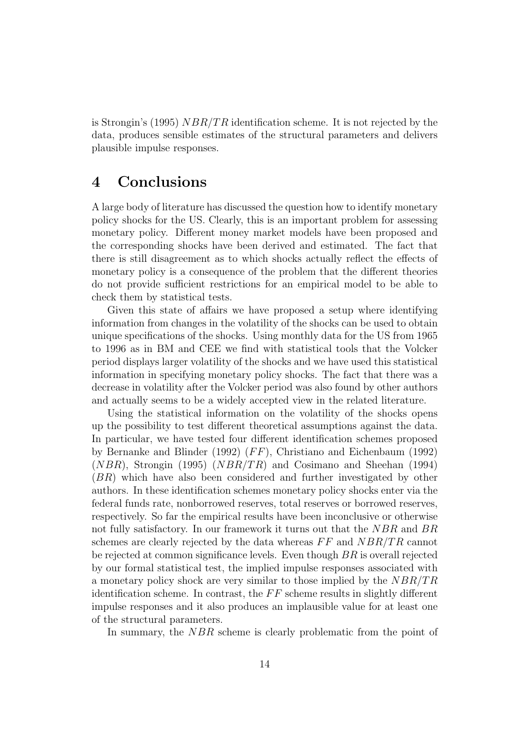is Strongin's (1995) $NBR/TR$ identification scheme. It is not rejected by the data, produces sensible estimates of the structural parameters and delivers plausible impulse responses.

# 4 Conclusions

A large body of literature has discussed the question how to identify monetary policy shocks for the US. Clearly, this is an important problem for assessing monetary policy. Different money market models have been proposed and the corresponding shocks have been derived and estimated. The fact that there is still disagreement as to which shocks actually reflect the effects of monetary policy is a consequence of the problem that the different theories do not provide sufficient restrictions for an empirical model to be able to check them by statistical tests.

Given this state of affairs we have proposed a setup where identifying information from changes in the volatility of the shocks can be used to obtain unique specifications of the shocks. Using monthly data for the US from 1965 to 1996 as in BM and CEE we find with statistical tools that the Volcker period displays larger volatility of the shocks and we have used this statistical information in specifying monetary policy shocks. The fact that there was a decrease in volatility after the Volcker period was also found by other authors and actually seems to be a widely accepted view in the related literature.

Using the statistical information on the volatility of the shocks opens up the possibility to test different theoretical assumptions against the data. In particular, we have tested four different identification schemes proposed by Bernanke and Blinder (1992) ($FF$), Christiano and Eichenbaum (1992) ($NBR$), Strongin (1995) ($NBR/TR$) and Cosimano and Sheehan (1994) ($BR$) which have also been considered and further investigated by other authors. In these identification schemes monetary policy shocks enter via the federal funds rate, nonborrowed reserves, total reserves or borrowed reserves, respectively. So far the empirical results have been inconclusive or otherwise not fully satisfactory. In our framework it turns out that the $NBR$ and $BR$ schemes are clearly rejected by the data whereas $FF$ and $NBR/TR$ cannot be rejected at common significance levels. Even though $BR$ is overall rejected by our formal statistical test, the implied impulse responses associated with a monetary policy shock are very similar to those implied by the $NBR/TR$ identification scheme. In contrast, the $FF$ scheme results in slightly different impulse responses and it also produces an implausible value for at least one of the structural parameters.

In summary, the $NBR$ scheme is clearly problematic from the point of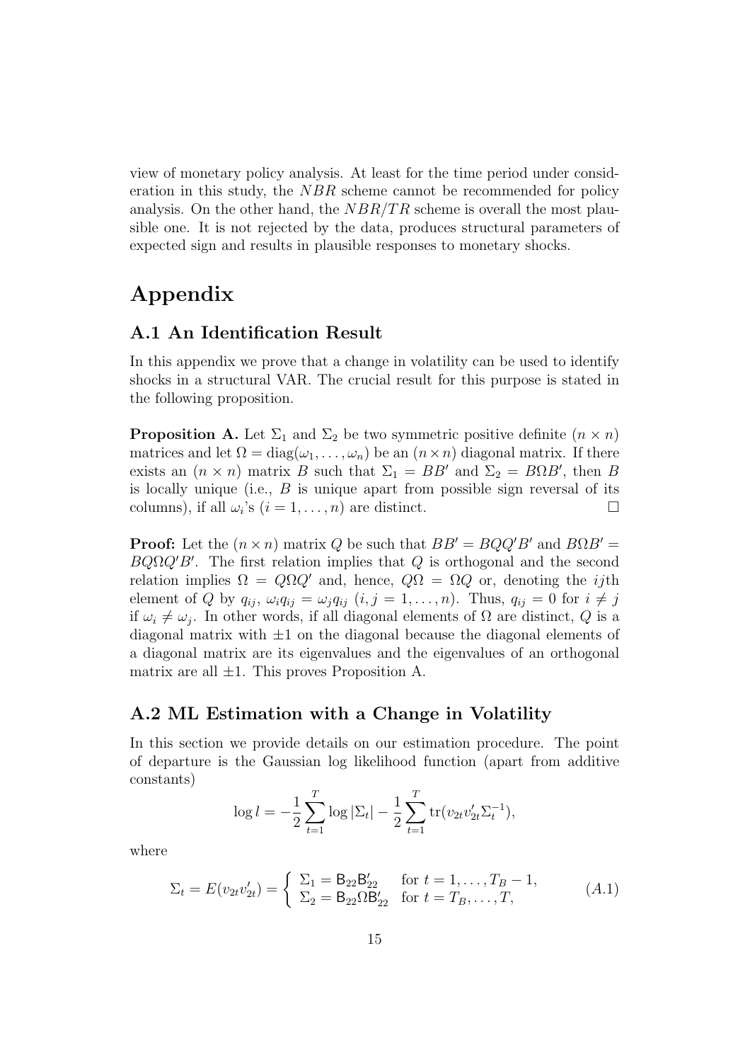view of monetary policy analysis. At least for the time period under consideration in this study, the $NBR$ scheme cannot be recommended for policy analysis. On the other hand, the $NBR/TR$ scheme is overall the most plausible one. It is not rejected by the data, produces structural parameters of expected sign and results in plausible responses to monetary shocks.

# Appendix

## A.1 An Identification Result

In this appendix we prove that a change in volatility can be used to identify shocks in a structural VAR. The crucial result for this purpose is stated in the following proposition.

**Proposition A.** Let $\Sigma_1$ and $\Sigma_2$ be two symmetric positive definite $(n \times n)$ matrices and let $\Omega = \text{diag}(\omega_1, \dots, \omega_n)$ be an $(n \times n)$ diagonal matrix. If there exists an $(n \times n)$ matrix $B$ such that $\Sigma_1 = BB'$ and $\Sigma_2 = B\Omega B'$, then $B$ is locally unique (i.e., $B$ is unique apart from possible sign reversal of its columns), if all $\omega_i$'s $(i = 1, \dots, n)$ are distinct. □

**Proof:** Let the $(n \times n)$ matrix $Q$ be such that $BB' = BQQ'B'$ and $B\Omega B' = BQ\Omega Q'B'$. The first relation implies that $Q$ is orthogonal and the second relation implies $\Omega = Q\Omega Q'$ and, hence, $Q\Omega = \Omega Q$ or, denoting the $ij$th element of $Q$ by $q_{ij}$, $\omega_i q_{ij} = \omega_j q_{ij}$ $(i, j = 1, \dots, n)$. Thus, $q_{ij} = 0$ for $i \neq j$ if $\omega_i \neq \omega_j$. In other words, if all diagonal elements of $\Omega$ are distinct, $Q$ is a diagonal matrix with $\pm 1$ on the diagonal because the diagonal elements of a diagonal matrix are its eigenvalues and the eigenvalues of an orthogonal matrix are all $\pm 1$. This proves Proposition A.

## A.2 ML Estimation with a Change in Volatility

In this section we provide details on our estimation procedure. The point of departure is the Gaussian log likelihood function (apart from additive constants)

$$\log l = -\frac{1}{2} \sum_{t=1}^{T} \log |\Sigma_t| - \frac{1}{2} \sum_{t=1}^{T} \text{tr}(v_{2t} v_{2t}' \Sigma_t^{-1}),$$

where

$$\Sigma_t = E(v_{2t} v_{2t}') = \begin{cases} \Sigma_1 = \mathsf{B}_{22} \mathsf{B}_{22}' & \text{for } t = 1, \dots, T_B - 1, \\ \Sigma_2 = \mathsf{B}_{22} \Omega \mathsf{B}_{22}' & \text{for } t = T_B, \dots, T, \end{cases} \tag{A.1}$$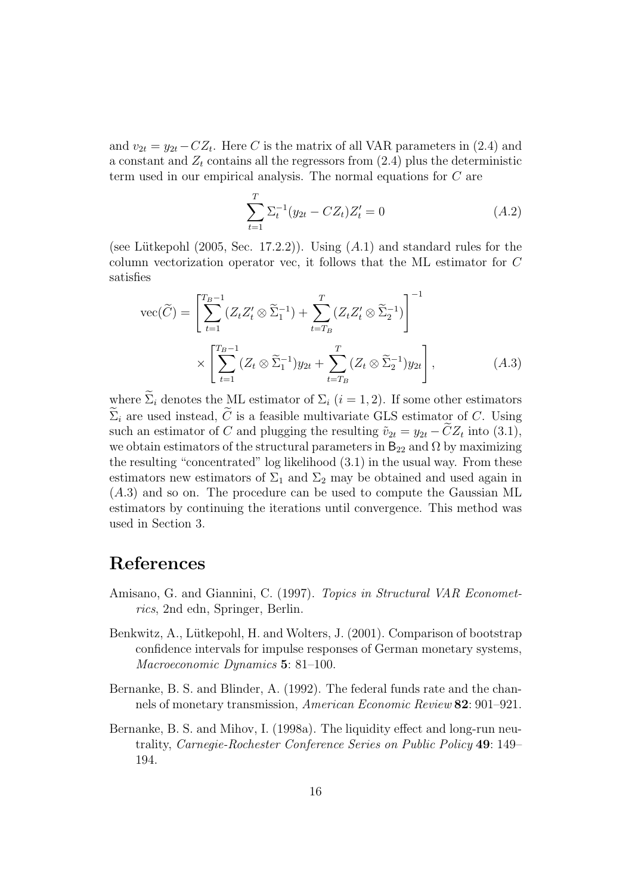and $v_{2t} = y_{2t} - CZ_t$. Here $C$ is the matrix of all VAR parameters in (2.4) and a constant and $Z_t$ contains all the regressors from (2.4) plus the deterministic term used in our empirical analysis. The normal equations for $C$ are

$$\sum_{t=1}^{T} \Sigma_t^{-1}(y_{2t} - CZ_t)Z_t' = 0 \tag{A.2}$$

(see Lütkepohl (2005, Sec. 17.2.2)). Using ($A$.1) and standard rules for the column vectorization operator vec, it follows that the ML estimator for $C$ satisfies

$$\begin{aligned}\text{vec}(\widetilde{C}) = &\left[\sum_{t=1}^{T_B-1}(Z_tZ_t' \otimes \widetilde{\Sigma}_1^{-1}) + \sum_{t=T_B}^{T}(Z_tZ_t' \otimes \widetilde{\Sigma}_2^{-1})\right]^{-1} \\ &\times \left[\sum_{t=1}^{T_B-1}(Z_t \otimes \widetilde{\Sigma}_1^{-1})y_{2t} + \sum_{t=T_B}^{T}(Z_t \otimes \widetilde{\Sigma}_2^{-1})y_{2t}\right],\end{aligned} \tag{A.3}$$

where $\widetilde{\Sigma}_i$ denotes the ML estimator of $\Sigma_i$ ($i = 1, 2$). If some other estimators $\widetilde{\Sigma}_i$ are used instead, $\widetilde{C}$ is a feasible multivariate GLS estimator of $C$. Using such an estimator of $C$ and plugging the resulting $\tilde{v}_{2t} = y_{2t} - \widetilde{C}Z_t$ into (3.1), we obtain estimators of the structural parameters in $\mathsf{B}_{22}$ and $\Omega$ by maximizing the resulting "concentrated" log likelihood (3.1) in the usual way. From these estimators new estimators of $\Sigma_1$ and $\Sigma_2$ may be obtained and used again in ($A$.3) and so on. The procedure can be used to compute the Gaussian ML estimators by continuing the iterations until convergence. This method was used in Section 3.

# References

Amisano, G. and Giannini, C. (1997). *Topics in Structural VAR Econometrics*, 2nd edn, Springer, Berlin.

Benkwitz, A., Lütkepohl, H. and Wolters, J. (2001). Comparison of bootstrap confidence intervals for impulse responses of German monetary systems, *Macroeconomic Dynamics* **5**: 81–100.

Bernanke, B. S. and Blinder, A. (1992). The federal funds rate and the channels of monetary transmission, *American Economic Review* **82**: 901–921.

Bernanke, B. S. and Mihov, I. (1998a). The liquidity effect and long-run neutrality, *Carnegie-Rochester Conference Series on Public Policy* **49**: 149–194.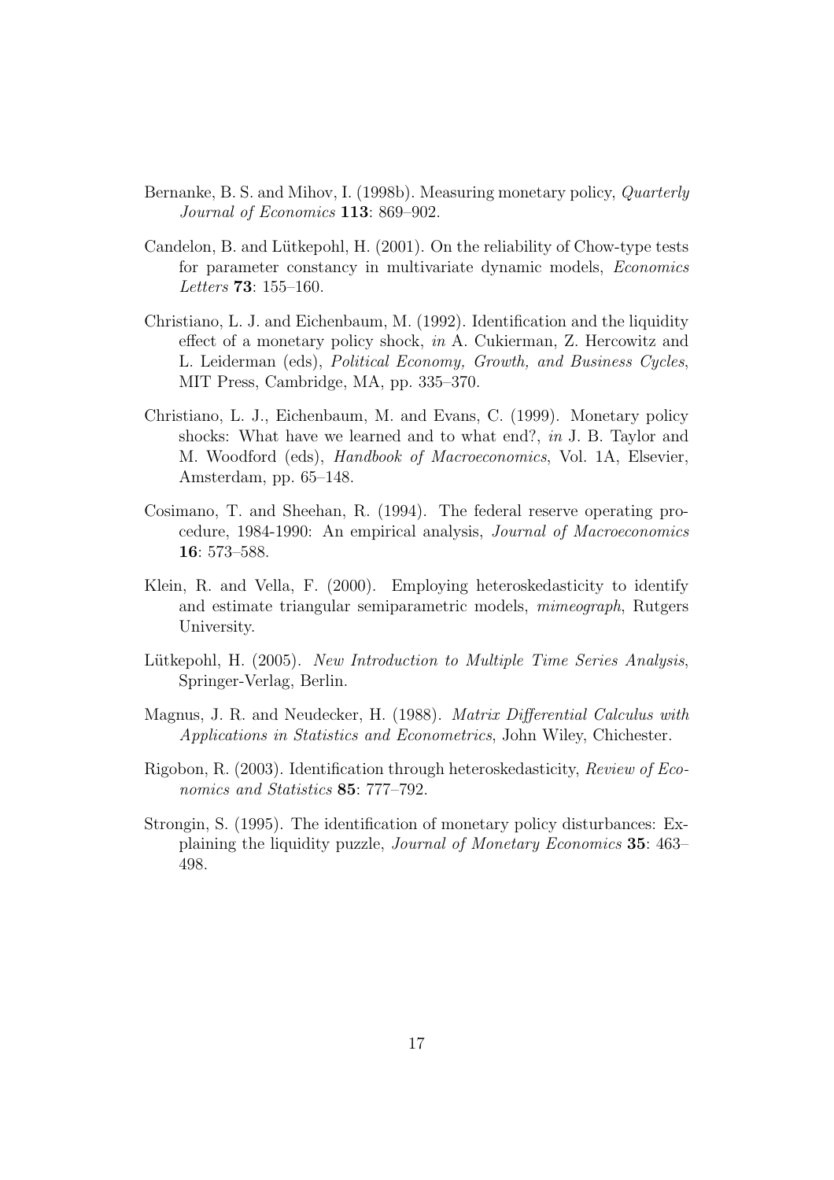Bernanke, B. S. and Mihov, I. (1998b). Measuring monetary policy, *Quarterly Journal of Economics* **113**: 869–902.

Candelon, B. and Lütkepohl, H. (2001). On the reliability of Chow-type tests for parameter constancy in multivariate dynamic models, *Economics Letters* **73**: 155–160.

Christiano, L. J. and Eichenbaum, M. (1992). Identification and the liquidity effect of a monetary policy shock, *in* A. Cukierman, Z. Hercowitz and L. Leiderman (eds), *Political Economy, Growth, and Business Cycles*, MIT Press, Cambridge, MA, pp. 335–370.

Christiano, L. J., Eichenbaum, M. and Evans, C. (1999). Monetary policy shocks: What have we learned and to what end?, *in* J. B. Taylor and M. Woodford (eds), *Handbook of Macroeconomics*, Vol. 1A, Elsevier, Amsterdam, pp. 65–148.

Cosimano, T. and Sheehan, R. (1994). The federal reserve operating procedure, 1984-1990: An empirical analysis, *Journal of Macroeconomics* **16**: 573–588.

Klein, R. and Vella, F. (2000). Employing heteroskedasticity to identify and estimate triangular semiparametric models, *mimeograph*, Rutgers University.

Lütkepohl, H. (2005). *New Introduction to Multiple Time Series Analysis*, Springer-Verlag, Berlin.

Magnus, J. R. and Neudecker, H. (1988). *Matrix Differential Calculus with Applications in Statistics and Econometrics*, John Wiley, Chichester.

Rigobon, R. (2003). Identification through heteroskedasticity, *Review of Economics and Statistics* **85**: 777–792.

Strongin, S. (1995). The identification of monetary policy disturbances: Explaining the liquidity puzzle, *Journal of Monetary Economics* **35**: 463–498.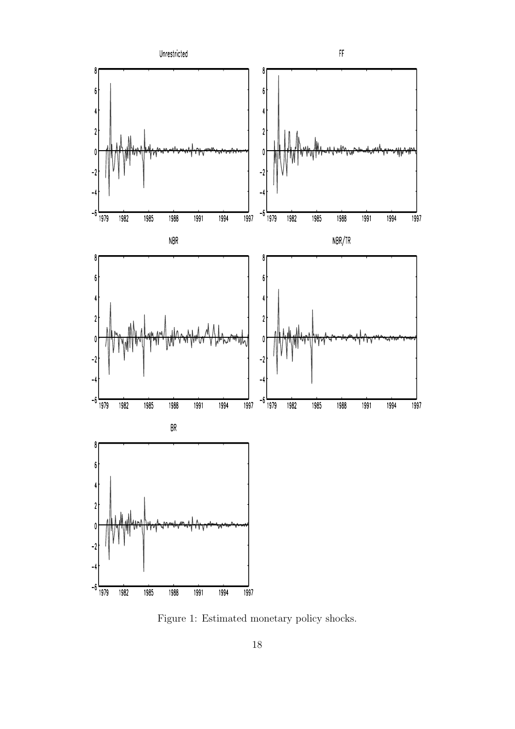Figure 1: Estimated monetary policy shocks.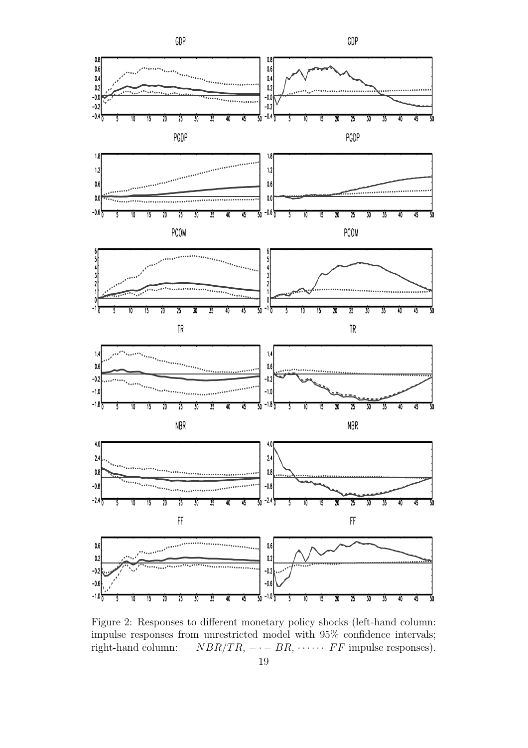Figure 2: Responses to different monetary policy shocks (left-hand column: impulse responses from unrestricted model with 95% confidence intervals; right-hand column: — $NBR/TR$, $- \cdot -$ $BR$, $\cdots\cdots$ $FF$ impulse responses).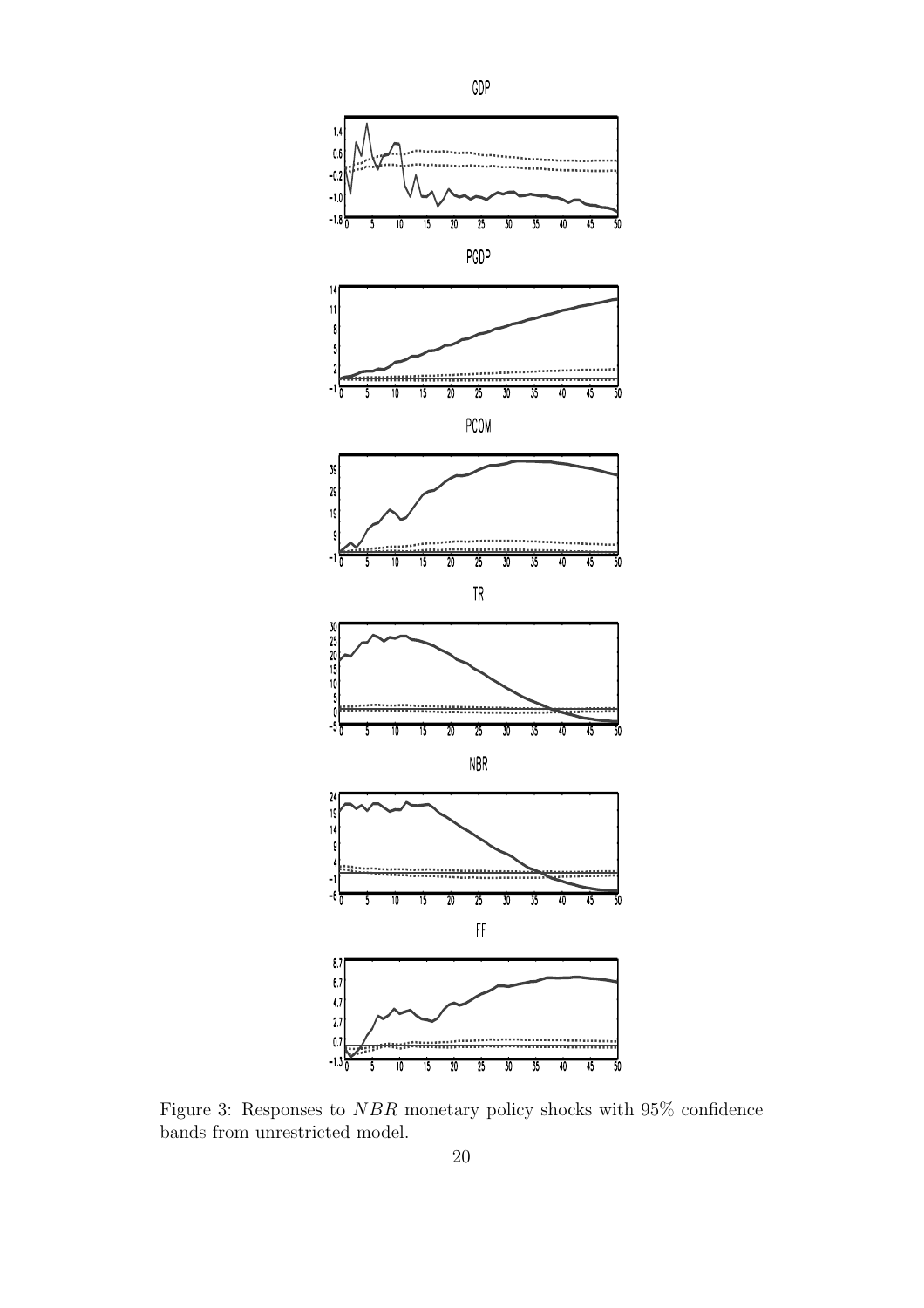GDP

1.4
0.6
-0.2
-1.0
-1.8
0 5 10 15 20 25 30 35 40 45 50

PGDP

14
11
8
5
2
-1
0 5 10 15 20 25 30 35 40 45 50

PCOM

39
29
19
9
-1
0 5 10 15 20 25 30 35 40 45 50

TR

30
25
20
15
10
5
0
-5
0 5 10 15 20 25 30 35 40 45 50

NBR

24
19
14
9
4
-1
-6
0 5 10 15 20 25 30 35 40 45 50

FF

8.7
6.7
4.7
2.7
0.7
-1.3
0 5 10 15 20 25 30 35 40 45 50

Figure 3: Responses to $NBR$ monetary policy shocks with 95% confidence bands from unrestricted model.